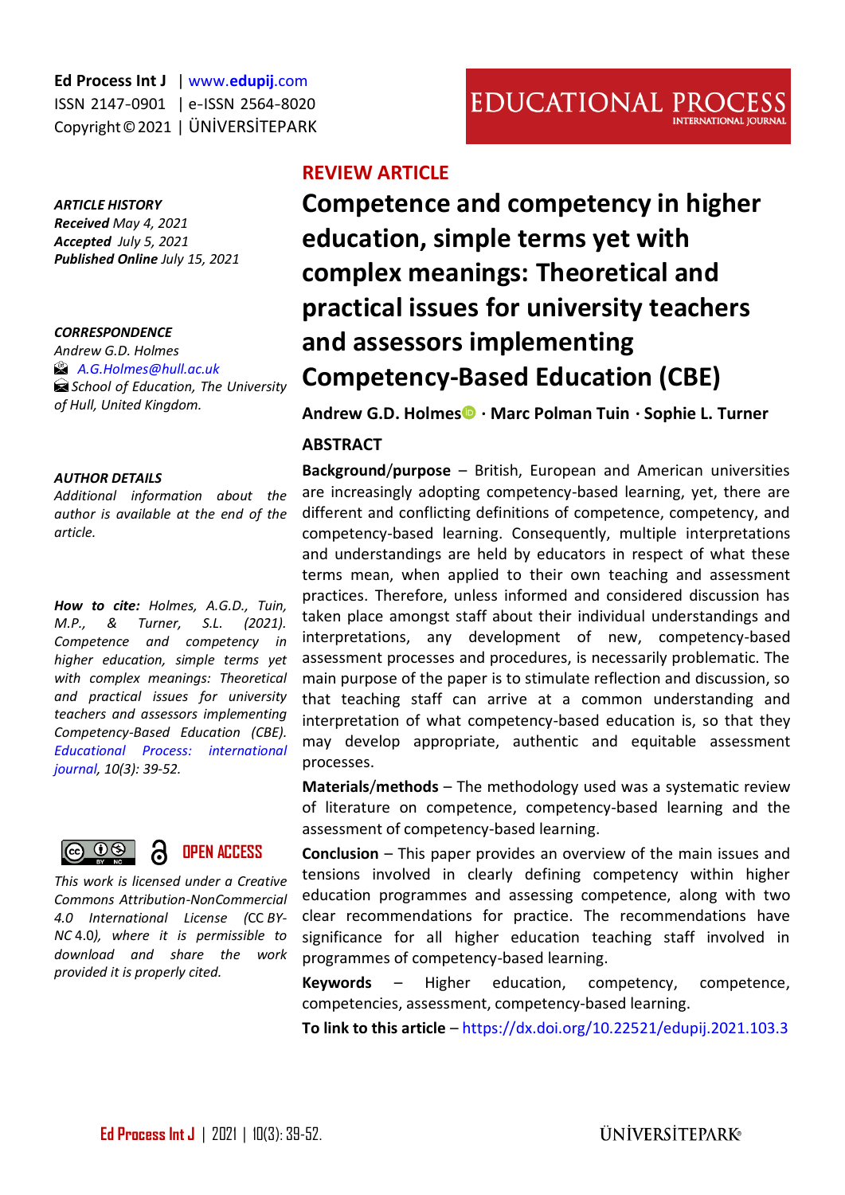Ed Process Int J | www.edupij.com
ISSN 2147-0901 | e-ISSN 2564-8020
Copyright © 2021 | ÜNİVERSİTEPARK

EDUCATIONAL PROCESS
INTERNATIONAL JOURNAL

**REVIEW ARTICLE**

# Competence and competency in higher education, simple terms yet with complex meanings: Theoretical and practical issues for university teachers and assessors implementing Competency-Based Education (CBE)

**Andrew G.D. Holmes · Marc Polman Tuin · Sophie L. Turner**

***ARTICLE HISTORY***
***Received*** *May 4, 2021*
***Accepted*** *July 5, 2021*
***Published Online*** *July 15, 2021*

***CORRESPONDENCE***
*Andrew G.D. Holmes*
*A.G.Holmes@hull.ac.uk*
*School of Education, The University of Hull, United Kingdom.*

***AUTHOR DETAILS***
*Additional information about the author is available at the end of the article.*

***How to cite:*** *Holmes, A.G.D., Tuin, M.P., & Turner, S.L. (2021). Competence and competency in higher education, simple terms yet with complex meanings: Theoretical and practical issues for university teachers and assessors implementing Competency-Based Education (CBE). Educational Process: international journal, 10(3): 39-52.*

OPEN ACCESS

*This work is licensed under a Creative Commons Attribution-NonCommercial 4.0 International License (CC BY-NC 4.0), where it is permissible to download and share the work provided it is properly cited.*

## ABSTRACT

**Background/purpose** – British, European and American universities are increasingly adopting competency-based learning, yet, there are different and conflicting definitions of competence, competency, and competency-based learning. Consequently, multiple interpretations and understandings are held by educators in respect of what these terms mean, when applied to their own teaching and assessment practices. Therefore, unless informed and considered discussion has taken place amongst staff about their individual understandings and interpretations, any development of new, competency-based assessment processes and procedures, is necessarily problematic. The main purpose of the paper is to stimulate reflection and discussion, so that teaching staff can arrive at a common understanding and interpretation of what competency-based education is, so that they may develop appropriate, authentic and equitable assessment processes.

**Materials/methods** – The methodology used was a systematic review of literature on competence, competency-based learning and the assessment of competency-based learning.

**Conclusion** – This paper provides an overview of the main issues and tensions involved in clearly defining competency within higher education programmes and assessing competence, along with two clear recommendations for practice. The recommendations have significance for all higher education teaching staff involved in programmes of competency-based learning.

**Keywords** – Higher education, competency, competence, competencies, assessment, competency-based learning.

**To link to this article** – https://dx.doi.org/10.22521/edupij.2021.103.3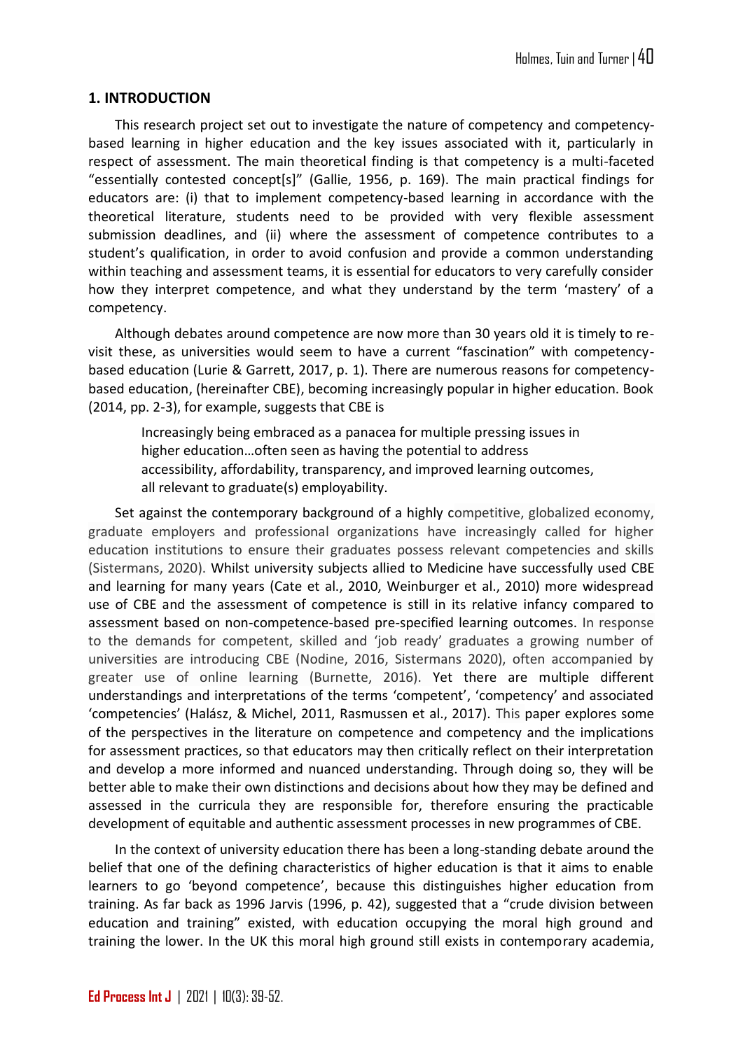## 1. INTRODUCTION

This research project set out to investigate the nature of competency and competency-based learning in higher education and the key issues associated with it, particularly in respect of assessment. The main theoretical finding is that competency is a multi-faceted "essentially contested concept[s]" (Gallie, 1956, p. 169). The main practical findings for educators are: (i) that to implement competency-based learning in accordance with the theoretical literature, students need to be provided with very flexible assessment submission deadlines, and (ii) where the assessment of competence contributes to a student's qualification, in order to avoid confusion and provide a common understanding within teaching and assessment teams, it is essential for educators to very carefully consider how they interpret competence, and what they understand by the term 'mastery' of a competency.

Although debates around competence are now more than 30 years old it is timely to re-visit these, as universities would seem to have a current "fascination" with competency-based education (Lurie & Garrett, 2017, p. 1). There are numerous reasons for competency-based education, (hereinafter CBE), becoming increasingly popular in higher education. Book (2014, pp. 2-3), for example, suggests that CBE is

> Increasingly being embraced as a panacea for multiple pressing issues in higher education…often seen as having the potential to address accessibility, affordability, transparency, and improved learning outcomes, all relevant to graduate(s) employability.

Set against the contemporary background of a highly competitive, globalized economy, graduate employers and professional organizations have increasingly called for higher education institutions to ensure their graduates possess relevant competencies and skills (Sistermans, 2020). Whilst university subjects allied to Medicine have successfully used CBE and learning for many years (Cate et al., 2010, Weinburger et al., 2010) more widespread use of CBE and the assessment of competence is still in its relative infancy compared to assessment based on non-competence-based pre-specified learning outcomes. In response to the demands for competent, skilled and 'job ready' graduates a growing number of universities are introducing CBE (Nodine, 2016, Sistermans 2020), often accompanied by greater use of online learning (Burnette, 2016). Yet there are multiple different understandings and interpretations of the terms 'competent', 'competency' and associated 'competencies' (Halász, & Michel, 2011, Rasmussen et al., 2017). This paper explores some of the perspectives in the literature on competence and competency and the implications for assessment practices, so that educators may then critically reflect on their interpretation and develop a more informed and nuanced understanding. Through doing so, they will be better able to make their own distinctions and decisions about how they may be defined and assessed in the curricula they are responsible for, therefore ensuring the practicable development of equitable and authentic assessment processes in new programmes of CBE.

In the context of university education there has been a long-standing debate around the belief that one of the defining characteristics of higher education is that it aims to enable learners to go 'beyond competence', because this distinguishes higher education from training. As far back as 1996 Jarvis (1996, p. 42), suggested that a "crude division between education and training" existed, with education occupying the moral high ground and training the lower. In the UK this moral high ground still exists in contemporary academia,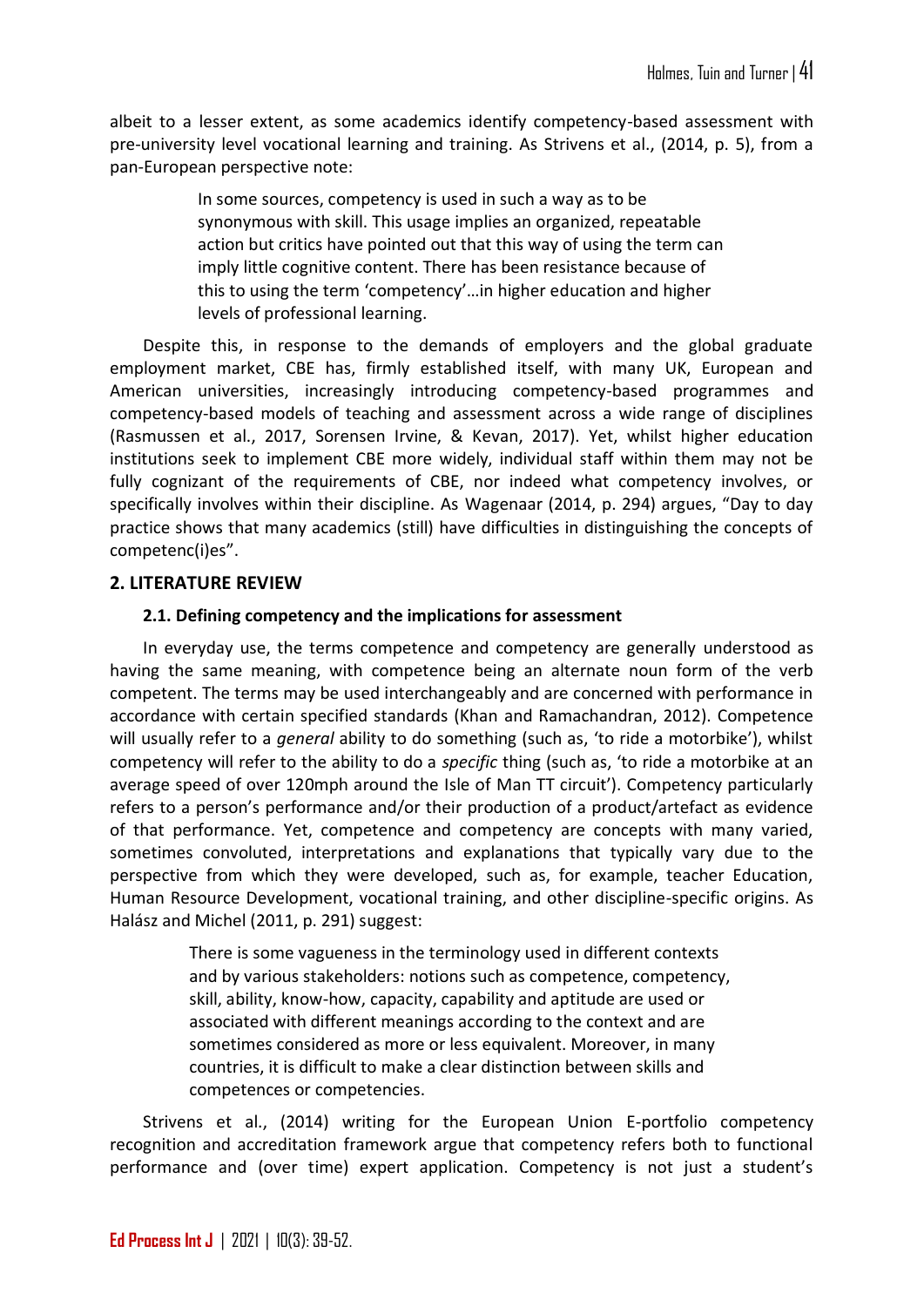albeit to a lesser extent, as some academics identify competency-based assessment with pre-university level vocational learning and training. As Strivens et al., (2014, p. 5), from a pan-European perspective note:

> In some sources, competency is used in such a way as to be synonymous with skill. This usage implies an organized, repeatable action but critics have pointed out that this way of using the term can imply little cognitive content. There has been resistance because of this to using the term 'competency'…in higher education and higher levels of professional learning.

Despite this, in response to the demands of employers and the global graduate employment market, CBE has, firmly established itself, with many UK, European and American universities, increasingly introducing competency-based programmes and competency-based models of teaching and assessment across a wide range of disciplines (Rasmussen et al., 2017, Sorensen Irvine, & Kevan, 2017). Yet, whilst higher education institutions seek to implement CBE more widely, individual staff within them may not be fully cognizant of the requirements of CBE, nor indeed what competency involves, or specifically involves within their discipline. As Wagenaar (2014, p. 294) argues, "Day to day practice shows that many academics (still) have difficulties in distinguishing the concepts of competenc(i)es".

## 2. LITERATURE REVIEW

### 2.1. Defining competency and the implications for assessment

In everyday use, the terms competence and competency are generally understood as having the same meaning, with competence being an alternate noun form of the verb competent. The terms may be used interchangeably and are concerned with performance in accordance with certain specified standards (Khan and Ramachandran, 2012). Competence will usually refer to a *general* ability to do something (such as, 'to ride a motorbike'), whilst competency will refer to the ability to do a *specific* thing (such as, 'to ride a motorbike at an average speed of over 120mph around the Isle of Man TT circuit'). Competency particularly refers to a person's performance and/or their production of a product/artefact as evidence of that performance. Yet, competence and competency are concepts with many varied, sometimes convoluted, interpretations and explanations that typically vary due to the perspective from which they were developed, such as, for example, teacher Education, Human Resource Development, vocational training, and other discipline-specific origins. As Halász and Michel (2011, p. 291) suggest:

> There is some vagueness in the terminology used in different contexts and by various stakeholders: notions such as competence, competency, skill, ability, know-how, capacity, capability and aptitude are used or associated with different meanings according to the context and are sometimes considered as more or less equivalent. Moreover, in many countries, it is difficult to make a clear distinction between skills and competences or competencies.

Strivens et al., (2014) writing for the European Union E-portfolio competency recognition and accreditation framework argue that competency refers both to functional performance and (over time) expert application. Competency is not just a student's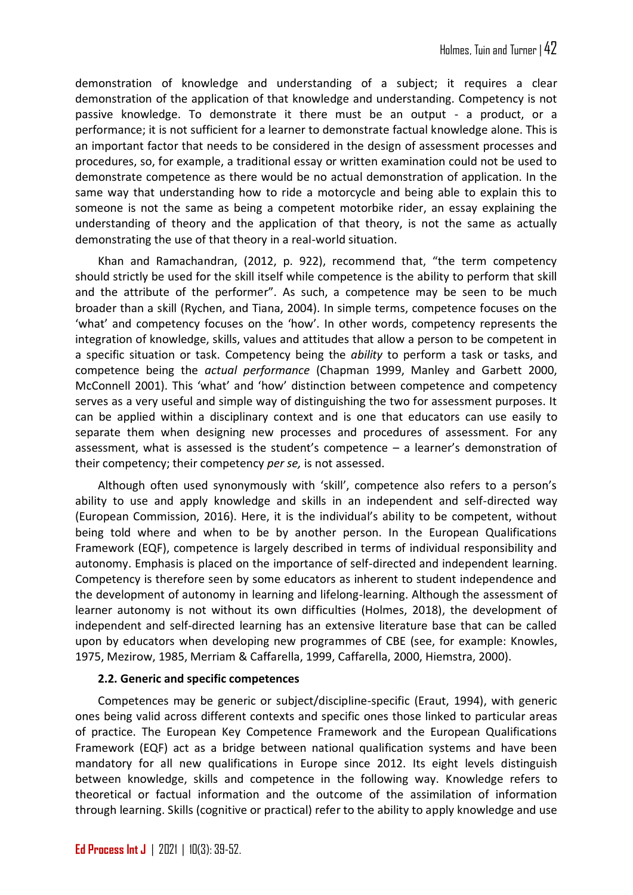demonstration of knowledge and understanding of a subject; it requires a clear demonstration of the application of that knowledge and understanding. Competency is not passive knowledge. To demonstrate it there must be an output - a product, or a performance; it is not sufficient for a learner to demonstrate factual knowledge alone. This is an important factor that needs to be considered in the design of assessment processes and procedures, so, for example, a traditional essay or written examination could not be used to demonstrate competence as there would be no actual demonstration of application. In the same way that understanding how to ride a motorcycle and being able to explain this to someone is not the same as being a competent motorbike rider, an essay explaining the understanding of theory and the application of that theory, is not the same as actually demonstrating the use of that theory in a real-world situation.

Khan and Ramachandran, (2012, p. 922), recommend that, "the term competency should strictly be used for the skill itself while competence is the ability to perform that skill and the attribute of the performer". As such, a competence may be seen to be much broader than a skill (Rychen, and Tiana, 2004). In simple terms, competence focuses on the 'what' and competency focuses on the 'how'. In other words, competency represents the integration of knowledge, skills, values and attitudes that allow a person to be competent in a specific situation or task. Competency being the *ability* to perform a task or tasks, and competence being the *actual performance* (Chapman 1999, Manley and Garbett 2000, McConnell 2001). This 'what' and 'how' distinction between competence and competency serves as a very useful and simple way of distinguishing the two for assessment purposes. It can be applied within a disciplinary context and is one that educators can use easily to separate them when designing new processes and procedures of assessment. For any assessment, what is assessed is the student's competence – a learner's demonstration of their competency; their competency *per se,* is not assessed.

Although often used synonymously with 'skill', competence also refers to a person's ability to use and apply knowledge and skills in an independent and self-directed way (European Commission, 2016). Here, it is the individual's ability to be competent, without being told where and when to be by another person. In the European Qualifications Framework (EQF), competence is largely described in terms of individual responsibility and autonomy. Emphasis is placed on the importance of self-directed and independent learning. Competency is therefore seen by some educators as inherent to student independence and the development of autonomy in learning and lifelong-learning. Although the assessment of learner autonomy is not without its own difficulties (Holmes, 2018), the development of independent and self-directed learning has an extensive literature base that can be called upon by educators when developing new programmes of CBE (see, for example: Knowles, 1975, Mezirow, 1985, Merriam & Caffarella, 1999, Caffarella, 2000, Hiemstra, 2000).

### 2.2. Generic and specific competences

Competences may be generic or subject/discipline-specific (Eraut, 1994), with generic ones being valid across different contexts and specific ones those linked to particular areas of practice. The European Key Competence Framework and the European Qualifications Framework (EQF) act as a bridge between national qualification systems and have been mandatory for all new qualifications in Europe since 2012. Its eight levels distinguish between knowledge, skills and competence in the following way. Knowledge refers to theoretical or factual information and the outcome of the assimilation of information through learning. Skills (cognitive or practical) refer to the ability to apply knowledge and use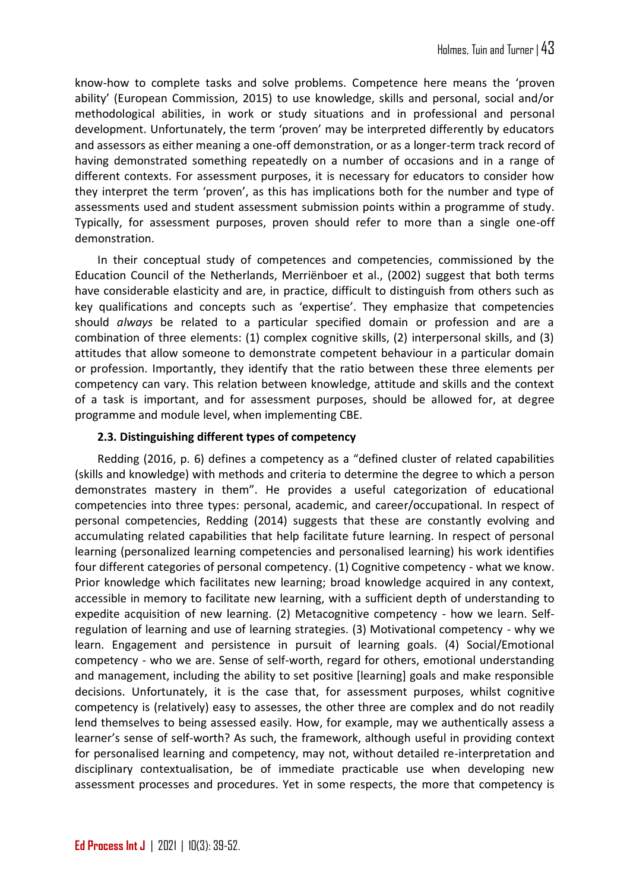know-how to complete tasks and solve problems. Competence here means the 'proven ability' (European Commission, 2015) to use knowledge, skills and personal, social and/or methodological abilities, in work or study situations and in professional and personal development. Unfortunately, the term 'proven' may be interpreted differently by educators and assessors as either meaning a one-off demonstration, or as a longer-term track record of having demonstrated something repeatedly on a number of occasions and in a range of different contexts. For assessment purposes, it is necessary for educators to consider how they interpret the term 'proven', as this has implications both for the number and type of assessments used and student assessment submission points within a programme of study. Typically, for assessment purposes, proven should refer to more than a single one-off demonstration.

In their conceptual study of competences and competencies, commissioned by the Education Council of the Netherlands, Merriënboer et al., (2002) suggest that both terms have considerable elasticity and are, in practice, difficult to distinguish from others such as key qualifications and concepts such as 'expertise'. They emphasize that competencies should *always* be related to a particular specified domain or profession and are a combination of three elements: (1) complex cognitive skills, (2) interpersonal skills, and (3) attitudes that allow someone to demonstrate competent behaviour in a particular domain or profession. Importantly, they identify that the ratio between these three elements per competency can vary. This relation between knowledge, attitude and skills and the context of a task is important, and for assessment purposes, should be allowed for, at degree programme and module level, when implementing CBE.

### 2.3. Distinguishing different types of competency

Redding (2016, p. 6) defines a competency as a "defined cluster of related capabilities (skills and knowledge) with methods and criteria to determine the degree to which a person demonstrates mastery in them". He provides a useful categorization of educational competencies into three types: personal, academic, and career/occupational. In respect of personal competencies, Redding (2014) suggests that these are constantly evolving and accumulating related capabilities that help facilitate future learning. In respect of personal learning (personalized learning competencies and personalised learning) his work identifies four different categories of personal competency. (1) Cognitive competency - what we know. Prior knowledge which facilitates new learning; broad knowledge acquired in any context, accessible in memory to facilitate new learning, with a sufficient depth of understanding to expedite acquisition of new learning. (2) Metacognitive competency - how we learn. Self-regulation of learning and use of learning strategies. (3) Motivational competency - why we learn. Engagement and persistence in pursuit of learning goals. (4) Social/Emotional competency - who we are. Sense of self-worth, regard for others, emotional understanding and management, including the ability to set positive [learning] goals and make responsible decisions. Unfortunately, it is the case that, for assessment purposes, whilst cognitive competency is (relatively) easy to assesses, the other three are complex and do not readily lend themselves to being assessed easily. How, for example, may we authentically assess a learner's sense of self-worth? As such, the framework, although useful in providing context for personalised learning and competency, may not, without detailed re-interpretation and disciplinary contextualisation, be of immediate practicable use when developing new assessment processes and procedures. Yet in some respects, the more that competency is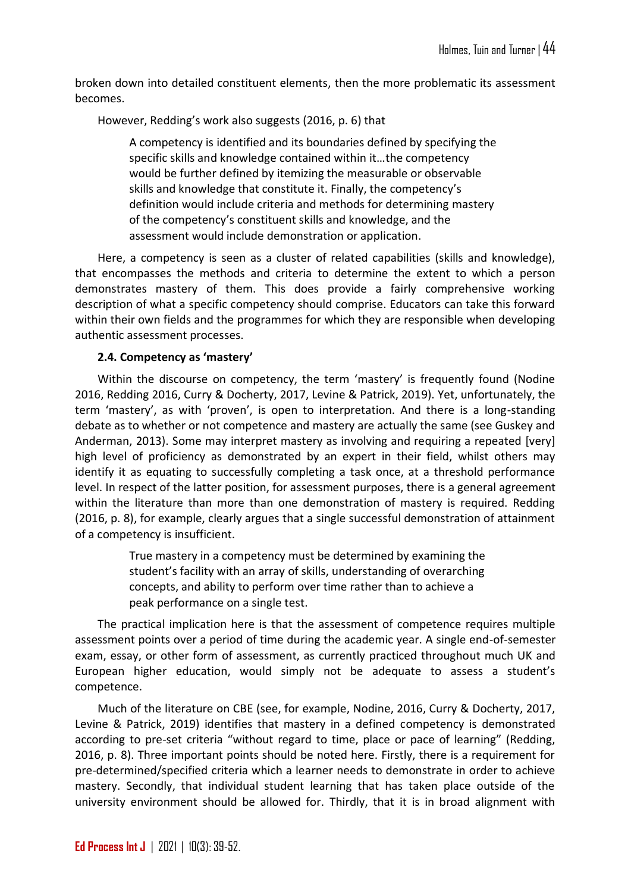broken down into detailed constituent elements, then the more problematic its assessment becomes.

However, Redding's work also suggests (2016, p. 6) that

> A competency is identified and its boundaries defined by specifying the specific skills and knowledge contained within it…the competency would be further defined by itemizing the measurable or observable skills and knowledge that constitute it. Finally, the competency's definition would include criteria and methods for determining mastery of the competency's constituent skills and knowledge, and the assessment would include demonstration or application.

Here, a competency is seen as a cluster of related capabilities (skills and knowledge), that encompasses the methods and criteria to determine the extent to which a person demonstrates mastery of them. This does provide a fairly comprehensive working description of what a specific competency should comprise. Educators can take this forward within their own fields and the programmes for which they are responsible when developing authentic assessment processes.

### 2.4. Competency as 'mastery'

Within the discourse on competency, the term 'mastery' is frequently found (Nodine 2016, Redding 2016, Curry & Docherty, 2017, Levine & Patrick, 2019). Yet, unfortunately, the term 'mastery', as with 'proven', is open to interpretation. And there is a long-standing debate as to whether or not competence and mastery are actually the same (see Guskey and Anderman, 2013). Some may interpret mastery as involving and requiring a repeated [very] high level of proficiency as demonstrated by an expert in their field, whilst others may identify it as equating to successfully completing a task once, at a threshold performance level. In respect of the latter position, for assessment purposes, there is a general agreement within the literature than more than one demonstration of mastery is required. Redding (2016, p. 8), for example, clearly argues that a single successful demonstration of attainment of a competency is insufficient.

> True mastery in a competency must be determined by examining the student's facility with an array of skills, understanding of overarching concepts, and ability to perform over time rather than to achieve a peak performance on a single test.

The practical implication here is that the assessment of competence requires multiple assessment points over a period of time during the academic year. A single end-of-semester exam, essay, or other form of assessment, as currently practiced throughout much UK and European higher education, would simply not be adequate to assess a student's competence.

Much of the literature on CBE (see, for example, Nodine, 2016, Curry & Docherty, 2017, Levine & Patrick, 2019) identifies that mastery in a defined competency is demonstrated according to pre-set criteria "without regard to time, place or pace of learning" (Redding, 2016, p. 8). Three important points should be noted here. Firstly, there is a requirement for pre-determined/specified criteria which a learner needs to demonstrate in order to achieve mastery. Secondly, that individual student learning that has taken place outside of the university environment should be allowed for. Thirdly, that it is in broad alignment with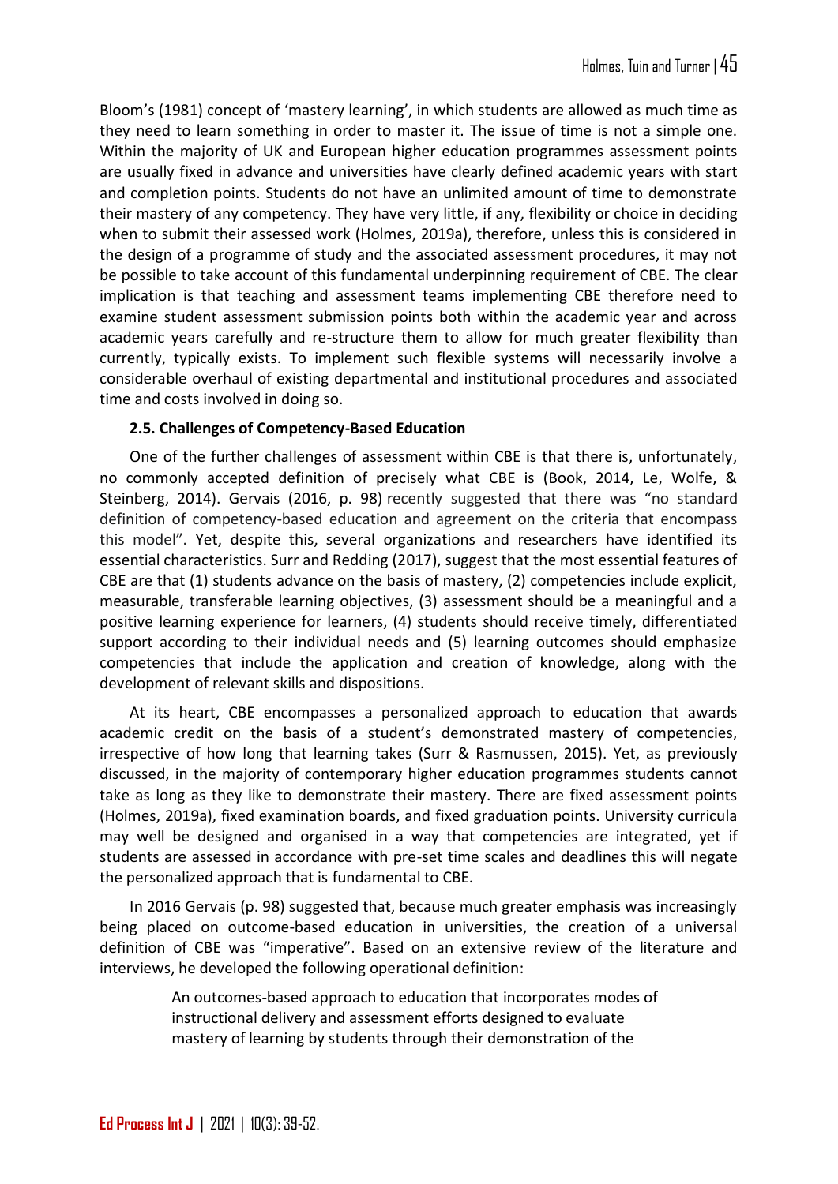Bloom's (1981) concept of 'mastery learning', in which students are allowed as much time as they need to learn something in order to master it. The issue of time is not a simple one. Within the majority of UK and European higher education programmes assessment points are usually fixed in advance and universities have clearly defined academic years with start and completion points. Students do not have an unlimited amount of time to demonstrate their mastery of any competency. They have very little, if any, flexibility or choice in deciding when to submit their assessed work (Holmes, 2019a), therefore, unless this is considered in the design of a programme of study and the associated assessment procedures, it may not be possible to take account of this fundamental underpinning requirement of CBE. The clear implication is that teaching and assessment teams implementing CBE therefore need to examine student assessment submission points both within the academic year and across academic years carefully and re-structure them to allow for much greater flexibility than currently, typically exists. To implement such flexible systems will necessarily involve a considerable overhaul of existing departmental and institutional procedures and associated time and costs involved in doing so.

### 2.5. Challenges of Competency-Based Education

One of the further challenges of assessment within CBE is that there is, unfortunately, no commonly accepted definition of precisely what CBE is (Book, 2014, Le, Wolfe, & Steinberg, 2014). Gervais (2016, p. 98) recently suggested that there was "no standard definition of competency-based education and agreement on the criteria that encompass this model". Yet, despite this, several organizations and researchers have identified its essential characteristics. Surr and Redding (2017), suggest that the most essential features of CBE are that (1) students advance on the basis of mastery, (2) competencies include explicit, measurable, transferable learning objectives, (3) assessment should be a meaningful and a positive learning experience for learners, (4) students should receive timely, differentiated support according to their individual needs and (5) learning outcomes should emphasize competencies that include the application and creation of knowledge, along with the development of relevant skills and dispositions.

At its heart, CBE encompasses a personalized approach to education that awards academic credit on the basis of a student's demonstrated mastery of competencies, irrespective of how long that learning takes (Surr & Rasmussen, 2015). Yet, as previously discussed, in the majority of contemporary higher education programmes students cannot take as long as they like to demonstrate their mastery. There are fixed assessment points (Holmes, 2019a), fixed examination boards, and fixed graduation points. University curricula may well be designed and organised in a way that competencies are integrated, yet if students are assessed in accordance with pre-set time scales and deadlines this will negate the personalized approach that is fundamental to CBE.

In 2016 Gervais (p. 98) suggested that, because much greater emphasis was increasingly being placed on outcome-based education in universities, the creation of a universal definition of CBE was "imperative". Based on an extensive review of the literature and interviews, he developed the following operational definition:

> An outcomes-based approach to education that incorporates modes of instructional delivery and assessment efforts designed to evaluate mastery of learning by students through their demonstration of the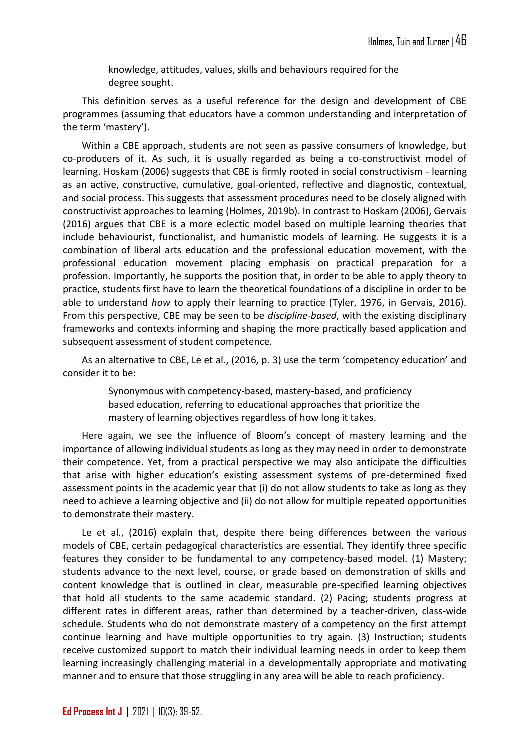> knowledge, attitudes, values, skills and behaviours required for the degree sought.

This definition serves as a useful reference for the design and development of CBE programmes (assuming that educators have a common understanding and interpretation of the term 'mastery').

Within a CBE approach, students are not seen as passive consumers of knowledge, but co-producers of it. As such, it is usually regarded as being a co-constructivist model of learning. Hoskam (2006) suggests that CBE is firmly rooted in social constructivism - learning as an active, constructive, cumulative, goal-oriented, reflective and diagnostic, contextual, and social process. This suggests that assessment procedures need to be closely aligned with constructivist approaches to learning (Holmes, 2019b). In contrast to Hoskam (2006), Gervais (2016) argues that CBE is a more eclectic model based on multiple learning theories that include behaviourist, functionalist, and humanistic models of learning. He suggests it is a combination of liberal arts education and the professional education movement, with the professional education movement placing emphasis on practical preparation for a profession. Importantly, he supports the position that, in order to be able to apply theory to practice, students first have to learn the theoretical foundations of a discipline in order to be able to understand *how* to apply their learning to practice (Tyler, 1976, in Gervais, 2016). From this perspective, CBE may be seen to be *discipline-based*, with the existing disciplinary frameworks and contexts informing and shaping the more practically based application and subsequent assessment of student competence.

As an alternative to CBE, Le et al., (2016, p. 3) use the term 'competency education' and consider it to be:

> Synonymous with competency-based, mastery-based, and proficiency based education, referring to educational approaches that prioritize the mastery of learning objectives regardless of how long it takes.

Here again, we see the influence of Bloom's concept of mastery learning and the importance of allowing individual students as long as they may need in order to demonstrate their competence. Yet, from a practical perspective we may also anticipate the difficulties that arise with higher education's existing assessment systems of pre-determined fixed assessment points in the academic year that (i) do not allow students to take as long as they need to achieve a learning objective and (ii) do not allow for multiple repeated opportunities to demonstrate their mastery.

Le et al., (2016) explain that, despite there being differences between the various models of CBE, certain pedagogical characteristics are essential. They identify three specific features they consider to be fundamental to any competency-based model. (1) Mastery; students advance to the next level, course, or grade based on demonstration of skills and content knowledge that is outlined in clear, measurable pre-specified learning objectives that hold all students to the same academic standard. (2) Pacing; students progress at different rates in different areas, rather than determined by a teacher-driven, class-wide schedule. Students who do not demonstrate mastery of a competency on the first attempt continue learning and have multiple opportunities to try again. (3) Instruction; students receive customized support to match their individual learning needs in order to keep them learning increasingly challenging material in a developmentally appropriate and motivating manner and to ensure that those struggling in any area will be able to reach proficiency.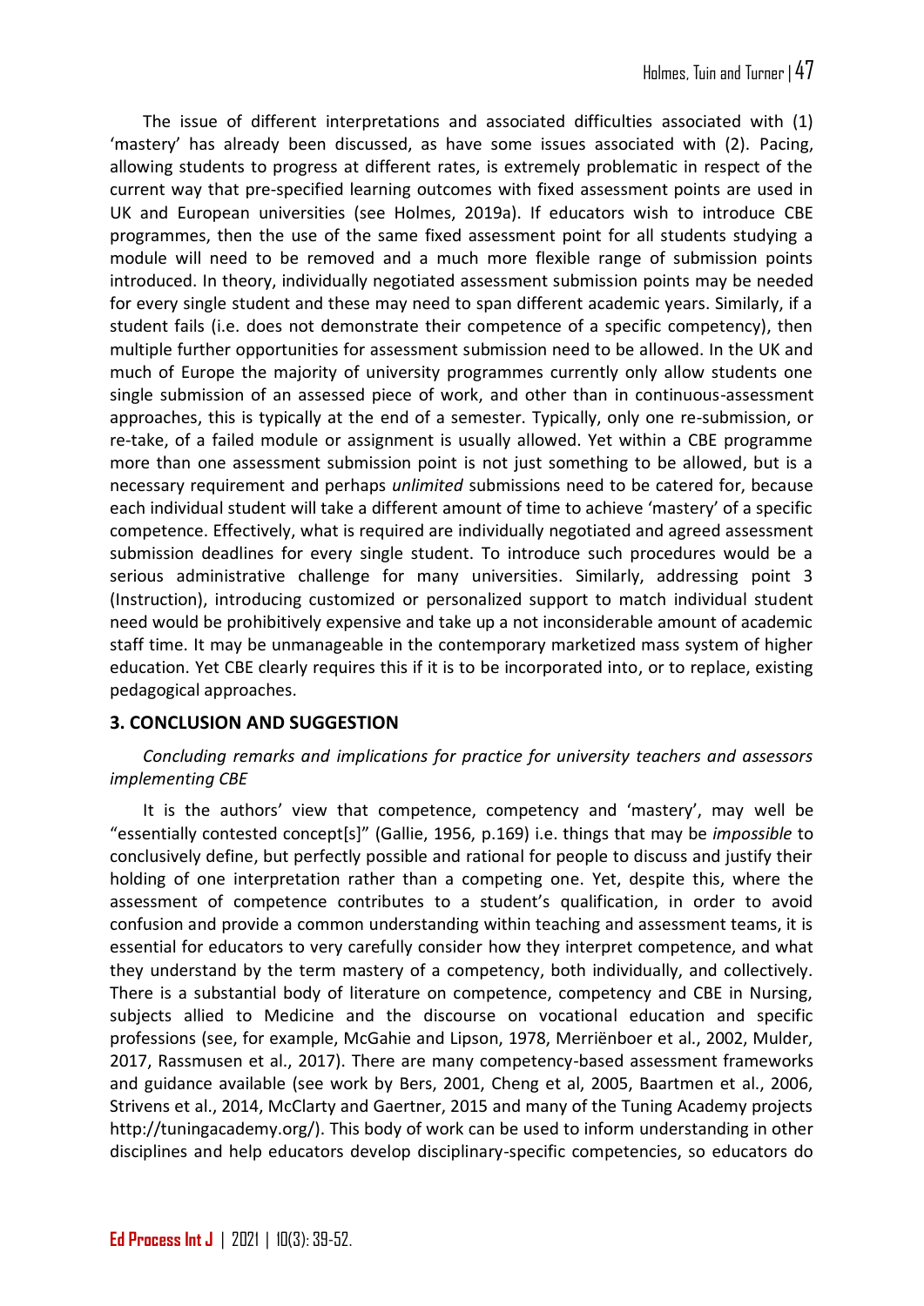The issue of different interpretations and associated difficulties associated with (1) 'mastery' has already been discussed, as have some issues associated with (2). Pacing, allowing students to progress at different rates, is extremely problematic in respect of the current way that pre-specified learning outcomes with fixed assessment points are used in UK and European universities (see Holmes, 2019a). If educators wish to introduce CBE programmes, then the use of the same fixed assessment point for all students studying a module will need to be removed and a much more flexible range of submission points introduced. In theory, individually negotiated assessment submission points may be needed for every single student and these may need to span different academic years. Similarly, if a student fails (i.e. does not demonstrate their competence of a specific competency), then multiple further opportunities for assessment submission need to be allowed. In the UK and much of Europe the majority of university programmes currently only allow students one single submission of an assessed piece of work, and other than in continuous-assessment approaches, this is typically at the end of a semester. Typically, only one re-submission, or re-take, of a failed module or assignment is usually allowed. Yet within a CBE programme more than one assessment submission point is not just something to be allowed, but is a necessary requirement and perhaps *unlimited* submissions need to be catered for, because each individual student will take a different amount of time to achieve 'mastery' of a specific competence. Effectively, what is required are individually negotiated and agreed assessment submission deadlines for every single student. To introduce such procedures would be a serious administrative challenge for many universities. Similarly, addressing point 3 (Instruction), introducing customized or personalized support to match individual student need would be prohibitively expensive and take up a not inconsiderable amount of academic staff time. It may be unmanageable in the contemporary marketized mass system of higher education. Yet CBE clearly requires this if it is to be incorporated into, or to replace, existing pedagogical approaches.

## 3. CONCLUSION AND SUGGESTION

*Concluding remarks and implications for practice for university teachers and assessors implementing CBE*

It is the authors' view that competence, competency and 'mastery', may well be "essentially contested concept[s]" (Gallie, 1956, p.169) i.e. things that may be *impossible* to conclusively define, but perfectly possible and rational for people to discuss and justify their holding of one interpretation rather than a competing one. Yet, despite this, where the assessment of competence contributes to a student's qualification, in order to avoid confusion and provide a common understanding within teaching and assessment teams, it is essential for educators to very carefully consider how they interpret competence, and what they understand by the term mastery of a competency, both individually, and collectively. There is a substantial body of literature on competence, competency and CBE in Nursing, subjects allied to Medicine and the discourse on vocational education and specific professions (see, for example, McGahie and Lipson, 1978, Merriënboer et al., 2002, Mulder, 2017, Rassmusen et al., 2017). There are many competency-based assessment frameworks and guidance available (see work by Bers, 2001, Cheng et al, 2005, Baartmen et al., 2006, Strivens et al., 2014, McClarty and Gaertner, 2015 and many of the Tuning Academy projects http://tuningacademy.org/). This body of work can be used to inform understanding in other disciplines and help educators develop disciplinary-specific competencies, so educators do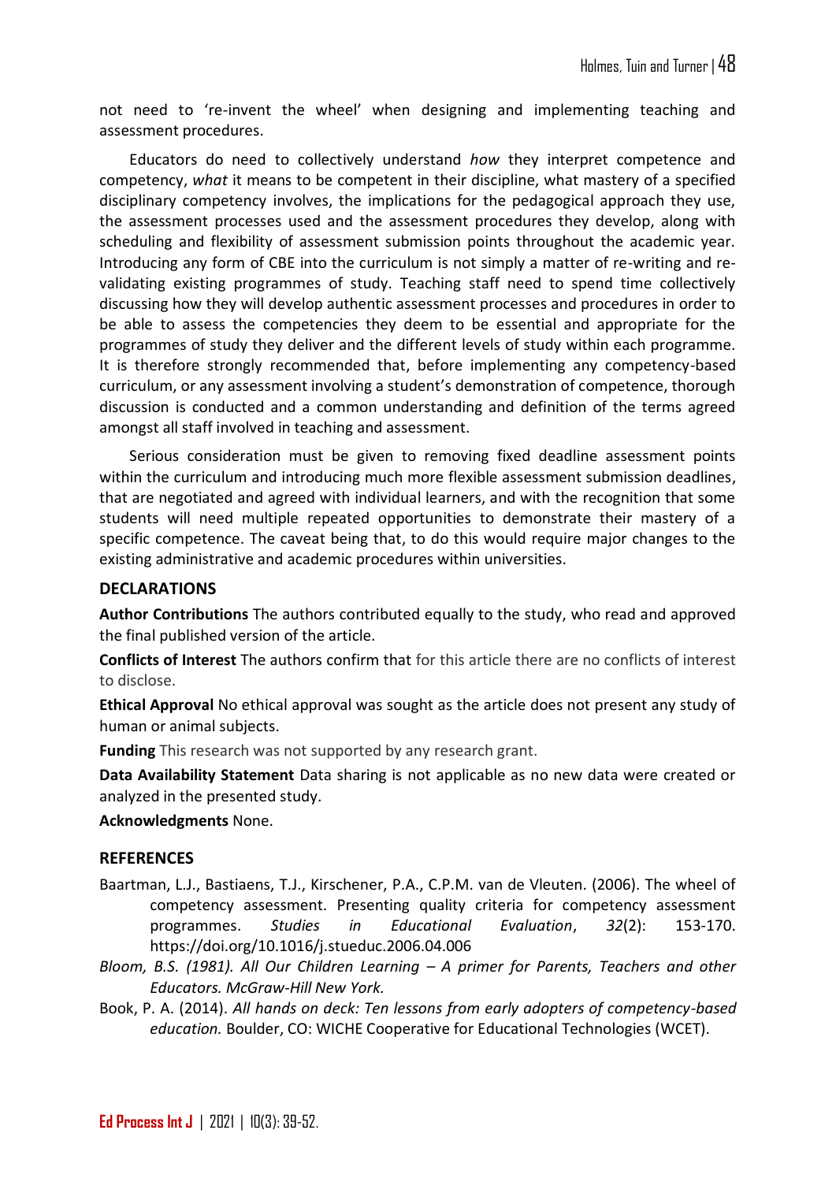not need to 're-invent the wheel' when designing and implementing teaching and assessment procedures.

Educators do need to collectively understand *how* they interpret competence and competency, *what* it means to be competent in their discipline, what mastery of a specified disciplinary competency involves, the implications for the pedagogical approach they use, the assessment processes used and the assessment procedures they develop, along with scheduling and flexibility of assessment submission points throughout the academic year. Introducing any form of CBE into the curriculum is not simply a matter of re-writing and re-validating existing programmes of study. Teaching staff need to spend time collectively discussing how they will develop authentic assessment processes and procedures in order to be able to assess the competencies they deem to be essential and appropriate for the programmes of study they deliver and the different levels of study within each programme. It is therefore strongly recommended that, before implementing any competency-based curriculum, or any assessment involving a student's demonstration of competence, thorough discussion is conducted and a common understanding and definition of the terms agreed amongst all staff involved in teaching and assessment.

Serious consideration must be given to removing fixed deadline assessment points within the curriculum and introducing much more flexible assessment submission deadlines, that are negotiated and agreed with individual learners, and with the recognition that some students will need multiple repeated opportunities to demonstrate their mastery of a specific competence. The caveat being that, to do this would require major changes to the existing administrative and academic procedures within universities.

## DECLARATIONS

**Author Contributions** The authors contributed equally to the study, who read and approved the final published version of the article.

**Conflicts of Interest** The authors confirm that for this article there are no conflicts of interest to disclose.

**Ethical Approval** No ethical approval was sought as the article does not present any study of human or animal subjects.

**Funding** This research was not supported by any research grant.

**Data Availability Statement** Data sharing is not applicable as no new data were created or analyzed in the presented study.

**Acknowledgments** None.

## REFERENCES

Baartman, L.J., Bastiaens, T.J., Kirschener, P.A., C.P.M. van de Vleuten. (2006). The wheel of competency assessment. Presenting quality criteria for competency assessment programmes. *Studies in Educational Evaluation*, *32*(2): 153-170. https://doi.org/10.1016/j.stueduc.2006.04.006

*Bloom, B.S. (1981). All Our Children Learning – A primer for Parents, Teachers and other Educators. McGraw-Hill New York.*

Book, P. A. (2014). *All hands on deck: Ten lessons from early adopters of competency-based education.* Boulder, CO: WICHE Cooperative for Educational Technologies (WCET).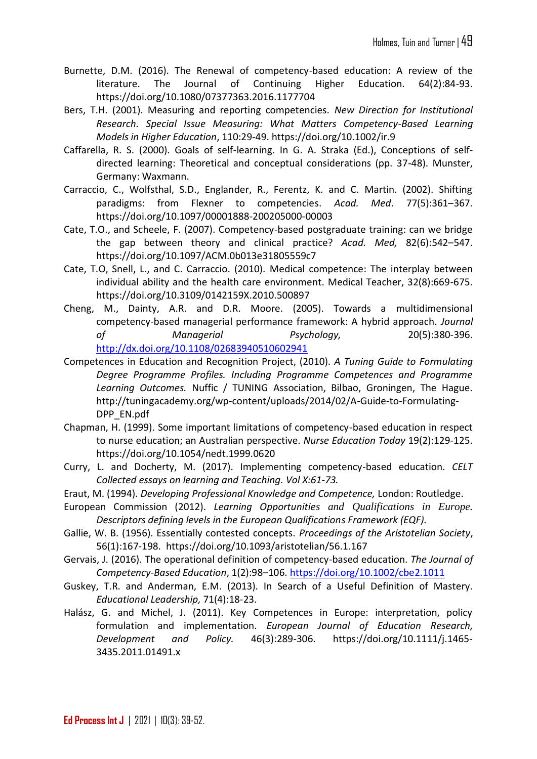Burnette, D.M. (2016). The Renewal of competency-based education: A review of the literature. The Journal of Continuing Higher Education. 64(2):84-93. https://doi.org/10.1080/07377363.2016.1177704

Bers, T.H. (2001). Measuring and reporting competencies. *New Direction for Institutional Research. Special Issue Measuring: What Matters Competency-Based Learning Models in Higher Education*, 110:29-49. https://doi.org/10.1002/ir.9

Caffarella, R. S. (2000). Goals of self-learning. In G. A. Straka (Ed.), Conceptions of self-directed learning: Theoretical and conceptual considerations (pp. 37-48). Munster, Germany: Waxmann.

Carraccio, C., Wolfsthal, S.D., Englander, R., Ferentz, K. and C. Martin. (2002). Shifting paradigms: from Flexner to competencies. *Acad. Med*. 77(5):361–367. https://doi.org/10.1097/00001888-200205000-00003

Cate, T.O., and Scheele, F. (2007). Competency-based postgraduate training: can we bridge the gap between theory and clinical practice? *Acad. Med,* 82(6):542–547. https://doi.org/10.1097/ACM.0b013e31805559c7

Cate, T.O, Snell, L., and C. Carraccio. (2010). Medical competence: The interplay between individual ability and the health care environment. Medical Teacher, 32(8):669-675. https://doi.org/10.3109/0142159X.2010.500897

Cheng, M., Dainty, A.R. and D.R. Moore. (2005). Towards a multidimensional competency-based managerial performance framework: A hybrid approach. *Journal of Managerial Psychology,* 20(5):380-396. http://dx.doi.org/10.1108/02683940510602941

Competences in Education and Recognition Project, (2010). *A Tuning Guide to Formulating Degree Programme Profiles. Including Programme Competences and Programme Learning Outcomes.* Nuffic / TUNING Association, Bilbao, Groningen, The Hague. http://tuningacademy.org/wp-content/uploads/2014/02/A-Guide-to-Formulating-DPP_EN.pdf

Chapman, H. (1999). Some important limitations of competency-based education in respect to nurse education; an Australian perspective. *Nurse Education Today* 19(2):129-125. https://doi.org/10.1054/nedt.1999.0620

Curry, L. and Docherty, M. (2017). Implementing competency-based education. *CELT Collected essays on learning and Teaching. Vol X:61-73.*

Eraut, M. (1994). *Developing Professional Knowledge and Competence,* London: Routledge.

European Commission (2012). *Learning Opportunities and Qualifications in Europe. Descriptors defining levels in the European Qualifications Framework (EQF).*

Gallie, W. B. (1956). Essentially contested concepts. *Proceedings of the Aristotelian Society*, 56(1):167-198. https://doi.org/10.1093/aristotelian/56.1.167

Gervais, J. (2016). The operational definition of competency-based education. *The Journal of Competency-Based Education*, 1(2):98–106. https://doi.org/10.1002/cbe2.1011

Guskey, T.R. and Anderman, E.M. (2013). In Search of a Useful Definition of Mastery. *Educational Leadership,* 71(4):18-23.

Halász, G. and Michel, J. (2011). Key Competences in Europe: interpretation, policy formulation and implementation. *European Journal of Education Research, Development and Policy.* 46(3):289-306. https://doi.org/10.1111/j.1465-3435.2011.01491.x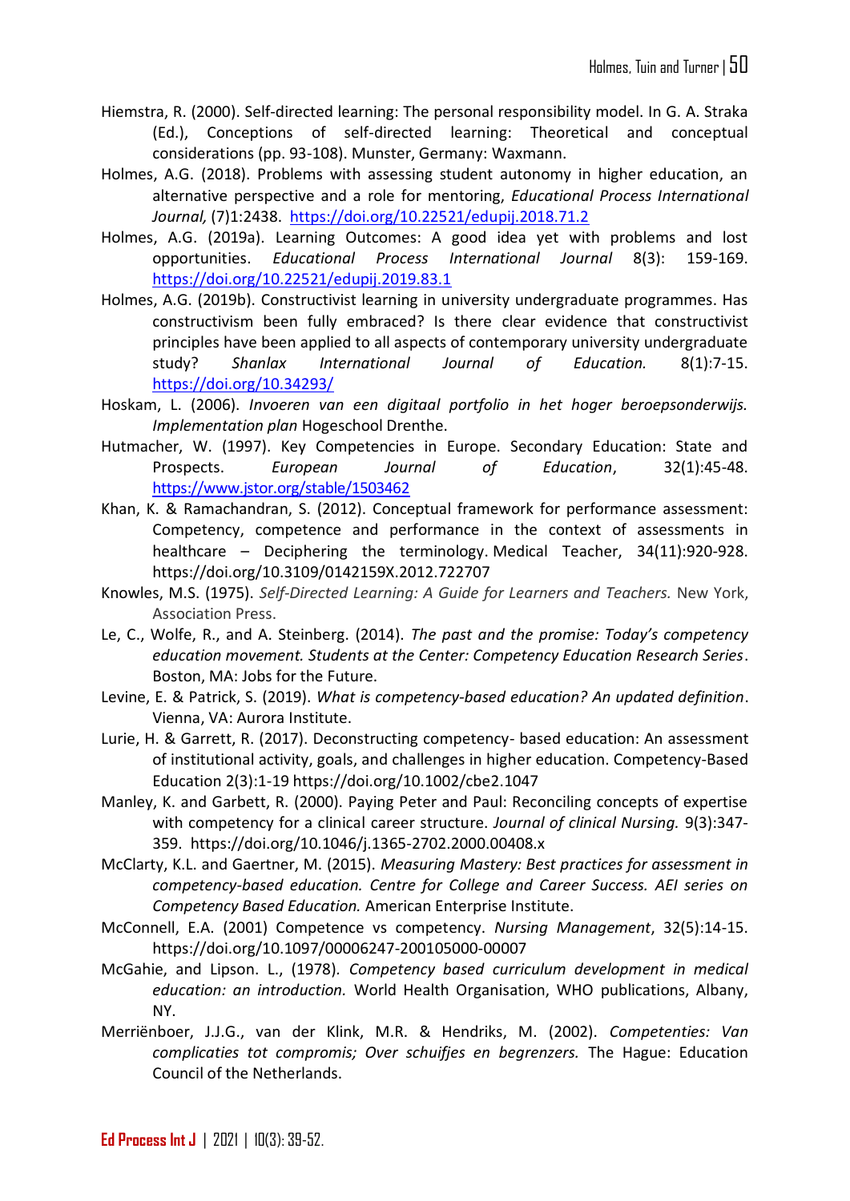Hiemstra, R. (2000). Self-directed learning: The personal responsibility model. In G. A. Straka (Ed.), Conceptions of self-directed learning: Theoretical and conceptual considerations (pp. 93-108). Munster, Germany: Waxmann.

Holmes, A.G. (2018). Problems with assessing student autonomy in higher education, an alternative perspective and a role for mentoring, *Educational Process International Journal,* (7)1:2438. https://doi.org/10.22521/edupij.2018.71.2

Holmes, A.G. (2019a). Learning Outcomes: A good idea yet with problems and lost opportunities. *Educational Process International Journal* 8(3): 159-169. https://doi.org/10.22521/edupij.2019.83.1

Holmes, A.G. (2019b). Constructivist learning in university undergraduate programmes. Has constructivism been fully embraced? Is there clear evidence that constructivist principles have been applied to all aspects of contemporary university undergraduate study? *Shanlax International Journal of Education.* 8(1):7-15. https://doi.org/10.34293/

Hoskam, L. (2006). *Invoeren van een digitaal portfolio in het hoger beroepsonderwijs. Implementation plan* Hogeschool Drenthe.

Hutmacher, W. (1997). Key Competencies in Europe. Secondary Education: State and Prospects. *European Journal of Education*, 32(1):45-48. https://www.jstor.org/stable/1503462

Khan, K. & Ramachandran, S. (2012). Conceptual framework for performance assessment: Competency, competence and performance in the context of assessments in healthcare – Deciphering the terminology. Medical Teacher, 34(11):920-928. https://doi.org/10.3109/0142159X.2012.722707

Knowles, M.S. (1975). *Self-Directed Learning: A Guide for Learners and Teachers.* New York, Association Press.

Le, C., Wolfe, R., and A. Steinberg. (2014). *The past and the promise: Today's competency education movement. Students at the Center: Competency Education Research Series*. Boston, MA: Jobs for the Future.

Levine, E. & Patrick, S. (2019). *What is competency-based education? An updated definition*. Vienna, VA: Aurora Institute.

Lurie, H. & Garrett, R. (2017). Deconstructing competency- based education: An assessment of institutional activity, goals, and challenges in higher education. Competency-Based Education 2(3):1-19 https://doi.org/10.1002/cbe2.1047

Manley, K. and Garbett, R. (2000). Paying Peter and Paul: Reconciling concepts of expertise with competency for a clinical career structure. *Journal of clinical Nursing.* 9(3):347-359. https://doi.org/10.1046/j.1365-2702.2000.00408.x

McClarty, K.L. and Gaertner, M. (2015). *Measuring Mastery: Best practices for assessment in competency-based education. Centre for College and Career Success. AEI series on Competency Based Education.* American Enterprise Institute.

McConnell, E.A. (2001) Competence vs competency. *Nursing Management*, 32(5):14-15. https://doi.org/10.1097/00006247-200105000-00007

McGahie, and Lipson. L., (1978). *Competency based curriculum development in medical education: an introduction.* World Health Organisation, WHO publications, Albany, NY.

Merriënboer, J.J.G., van der Klink, M.R. & Hendriks, M. (2002). *Competenties: Van complicaties tot compromis; Over schuifjes en begrenzers.* The Hague: Education Council of the Netherlands.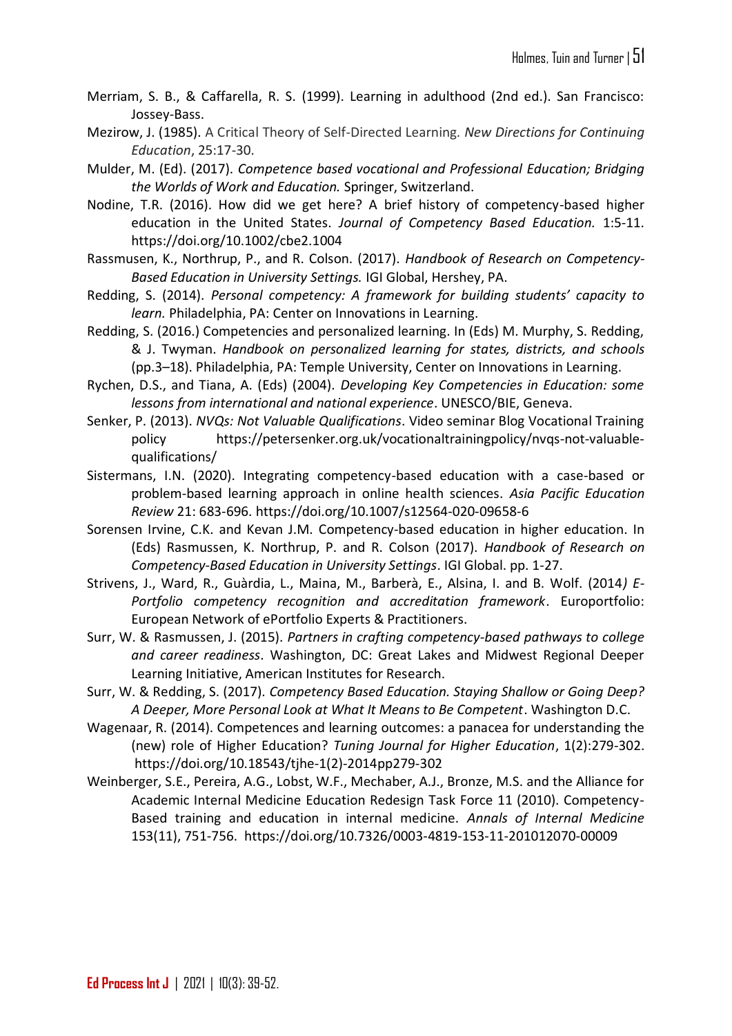Merriam, S. B., & Caffarella, R. S. (1999). Learning in adulthood (2nd ed.). San Francisco: Jossey-Bass.

Mezirow, J. (1985). A Critical Theory of Self-Directed Learning. *New Directions for Continuing Education*, 25:17-30.

Mulder, M. (Ed). (2017). *Competence based vocational and Professional Education; Bridging the Worlds of Work and Education.* Springer, Switzerland.

Nodine, T.R. (2016). How did we get here? A brief history of competency-based higher education in the United States. *Journal of Competency Based Education.* 1:5-11. https://doi.org/10.1002/cbe2.1004

Rassmusen, K., Northrup, P., and R. Colson. (2017). *Handbook of Research on Competency-Based Education in University Settings.* IGI Global, Hershey, PA.

Redding, S. (2014). *Personal competency: A framework for building students' capacity to learn.* Philadelphia, PA: Center on Innovations in Learning.

Redding, S. (2016.) Competencies and personalized learning. In (Eds) M. Murphy, S. Redding, & J. Twyman. *Handbook on personalized learning for states, districts, and schools* (pp.3–18). Philadelphia, PA: Temple University, Center on Innovations in Learning.

Rychen, D.S., and Tiana, A. (Eds) (2004). *Developing Key Competencies in Education: some lessons from international and national experience*. UNESCO/BIE, Geneva.

Senker, P. (2013). *NVQs: Not Valuable Qualifications*. Video seminar Blog Vocational Training policy https://petersenker.org.uk/vocationaltrainingpolicy/nvqs-not-valuable-qualifications/

Sistermans, I.N. (2020). Integrating competency-based education with a case-based or problem-based learning approach in online health sciences. *Asia Pacific Education Review* 21: 683-696. https://doi.org/10.1007/s12564-020-09658-6

Sorensen Irvine, C.K. and Kevan J.M. Competency-based education in higher education. In (Eds) Rasmussen, K. Northrup, P. and R. Colson (2017). *Handbook of Research on Competency-Based Education in University Settings*. IGI Global. pp. 1-27.

Strivens, J., Ward, R., Guàrdia, L., Maina, M., Barberà, E., Alsina, I. and B. Wolf. (2014*) E-Portfolio competency recognition and accreditation framework*. Europortfolio: European Network of ePortfolio Experts & Practitioners.

Surr, W. & Rasmussen, J. (2015). *Partners in crafting competency-based pathways to college and career readiness*. Washington, DC: Great Lakes and Midwest Regional Deeper Learning Initiative, American Institutes for Research.

Surr, W. & Redding, S. (2017). *Competency Based Education. Staying Shallow or Going Deep? A Deeper, More Personal Look at What It Means to Be Competent*. Washington D.C.

Wagenaar, R. (2014). Competences and learning outcomes: a panacea for understanding the (new) role of Higher Education? *Tuning Journal for Higher Education*, 1(2):279-302. https://doi.org/10.18543/tjhe-1(2)-2014pp279-302

Weinberger, S.E., Pereira, A.G., Lobst, W.F., Mechaber, A.J., Bronze, M.S. and the Alliance for Academic Internal Medicine Education Redesign Task Force 11 (2010). Competency-Based training and education in internal medicine. *Annals of Internal Medicine* 153(11), 751-756. https://doi.org/10.7326/0003-4819-153-11-201012070-00009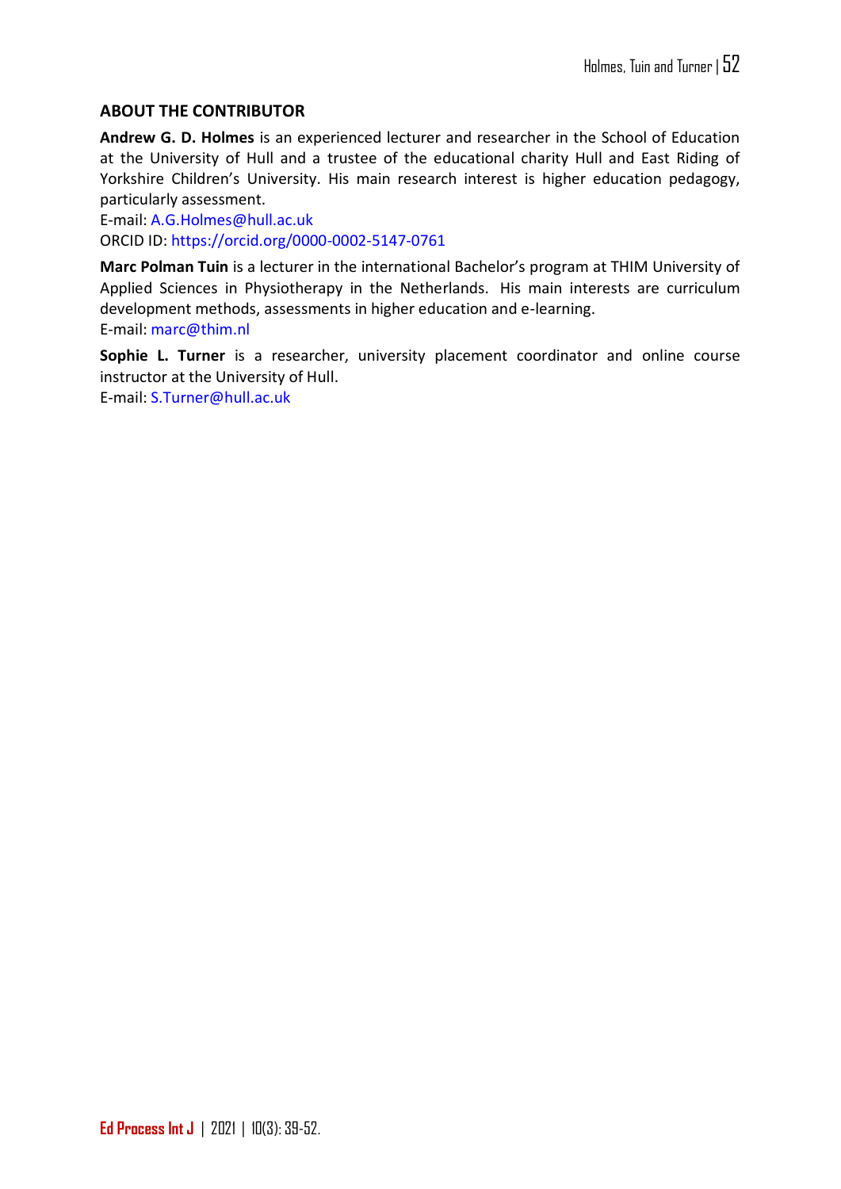## ABOUT THE CONTRIBUTOR

**Andrew G. D. Holmes** is an experienced lecturer and researcher in the School of Education at the University of Hull and a trustee of the educational charity Hull and East Riding of Yorkshire Children's University. His main research interest is higher education pedagogy, particularly assessment.
E-mail: A.G.Holmes@hull.ac.uk
ORCID ID: https://orcid.org/0000-0002-5147-0761

**Marc Polman Tuin** is a lecturer in the international Bachelor's program at THIM University of Applied Sciences in Physiotherapy in the Netherlands. His main interests are curriculum development methods, assessments in higher education and e-learning.
E-mail: marc@thim.nl

**Sophie L. Turner** is a researcher, university placement coordinator and online course instructor at the University of Hull.
E-mail: S.Turner@hull.ac.uk